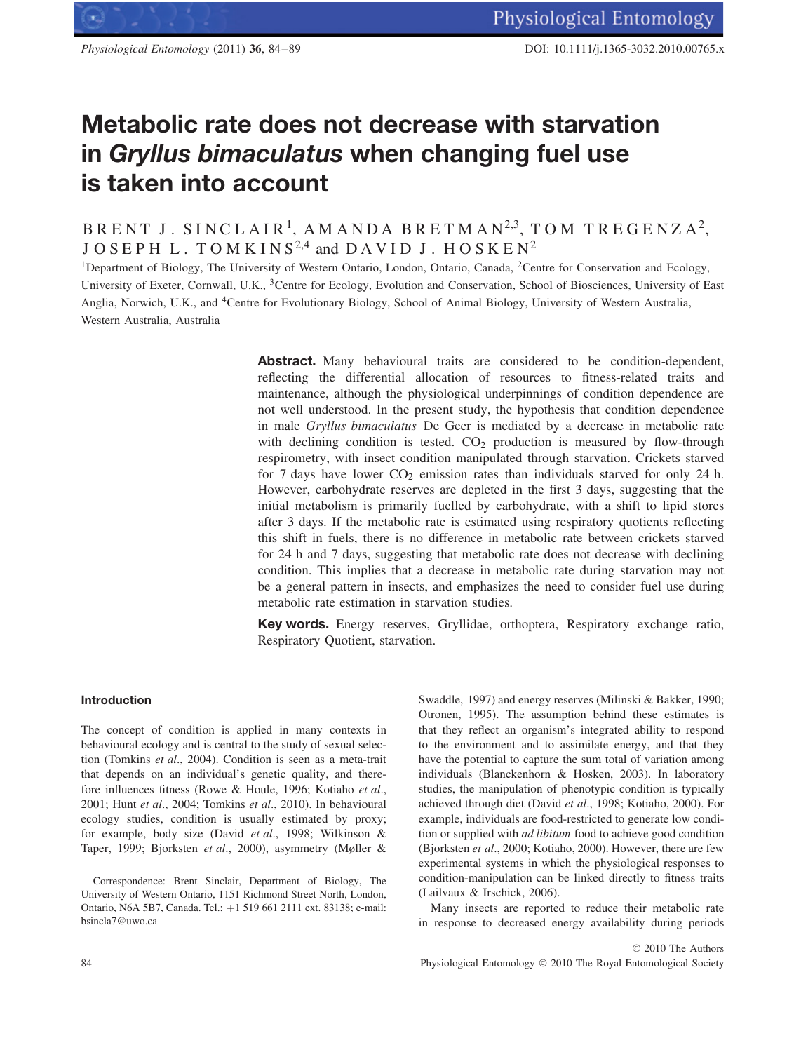# Metabolic rate does not decrease with starvation in *Gryllus bimaculatus* when changing fuel use is taken into account

BRENT J. SINCLAIR[1], AMANDA BRETMAN[2,3], TOM TREGENZA[2], JOSEPH L. TOMKINS[2,4] and DAVID J. HOSKEN[2]

[1]Department of Biology, The University of Western Ontario, London, Ontario, Canada, [2]Centre for Conservation and Ecology, University of Exeter, Cornwall, U.K., [3]Centre for Ecology, Evolution and Conservation, School of Biosciences, University of East Anglia, Norwich, U.K., and [4]Centre for Evolutionary Biology, School of Animal Biology, University of Western Australia, Western Australia, Australia

**Abstract.** Many behavioural traits are considered to be condition-dependent, reflecting the differential allocation of resources to fitness-related traits and maintenance, although the physiological underpinnings of condition dependence are not well understood. In the present study, the hypothesis that condition dependence in male *Gryllus bimaculatus* De Geer is mediated by a decrease in metabolic rate with declining condition is tested. $CO_2$ production is measured by flow-through respirometry, with insect condition manipulated through starvation. Crickets starved for 7 days have lower $CO_2$ emission rates than individuals starved for only 24 h. However, carbohydrate reserves are depleted in the first 3 days, suggesting that the initial metabolism is primarily fuelled by carbohydrate, with a shift to lipid stores after 3 days. If the metabolic rate is estimated using respiratory quotients reflecting this shift in fuels, there is no difference in metabolic rate between crickets starved for 24 h and 7 days, suggesting that metabolic rate does not decrease with declining condition. This implies that a decrease in metabolic rate during starvation may not be a general pattern in insects, and emphasizes the need to consider fuel use during metabolic rate estimation in starvation studies.

**Key words.** Energy reserves, Gryllidae, orthoptera, Respiratory exchange ratio, Respiratory Quotient, starvation.

## Introduction

The concept of condition is applied in many contexts in behavioural ecology and is central to the study of sexual selection (Tomkins *et al*., 2004). Condition is seen as a meta-trait that depends on an individual's genetic quality, and therefore influences fitness (Rowe & Houle, 1996; Kotiaho *et al*., 2001; Hunt *et al*., 2004; Tomkins *et al*., 2010). In behavioural ecology studies, condition is usually estimated by proxy; for example, body size (David *et al*., 1998; Wilkinson & Taper, 1999; Bjorksten *et al*., 2000), asymmetry (Møller & Swaddle, 1997) and energy reserves (Milinski & Bakker, 1990; Otronen, 1995). The assumption behind these estimates is that they reflect an organism's integrated ability to respond to the environment and to assimilate energy, and that they have the potential to capture the sum total of variation among individuals (Blanckenhorn & Hosken, 2003). In laboratory studies, the manipulation of phenotypic condition is typically achieved through diet (David *et al*., 1998; Kotiaho, 2000). For example, individuals are food-restricted to generate low condition or supplied with *ad libitum* food to achieve good condition (Bjorksten *et al*., 2000; Kotiaho, 2000). However, there are few experimental systems in which the physiological responses to condition-manipulation can be linked directly to fitness traits (Lailvaux & Irschick, 2006).

Many insects are reported to reduce their metabolic rate in response to decreased energy availability during periods

Correspondence: Brent Sinclair, Department of Biology, The University of Western Ontario, 1151 Richmond Street North, London, Ontario, N6A 5B7, Canada. Tel.: +1 519 661 2111 ext. 83138; e-mail: bsincla7@uwo.ca

© 2010 The Authors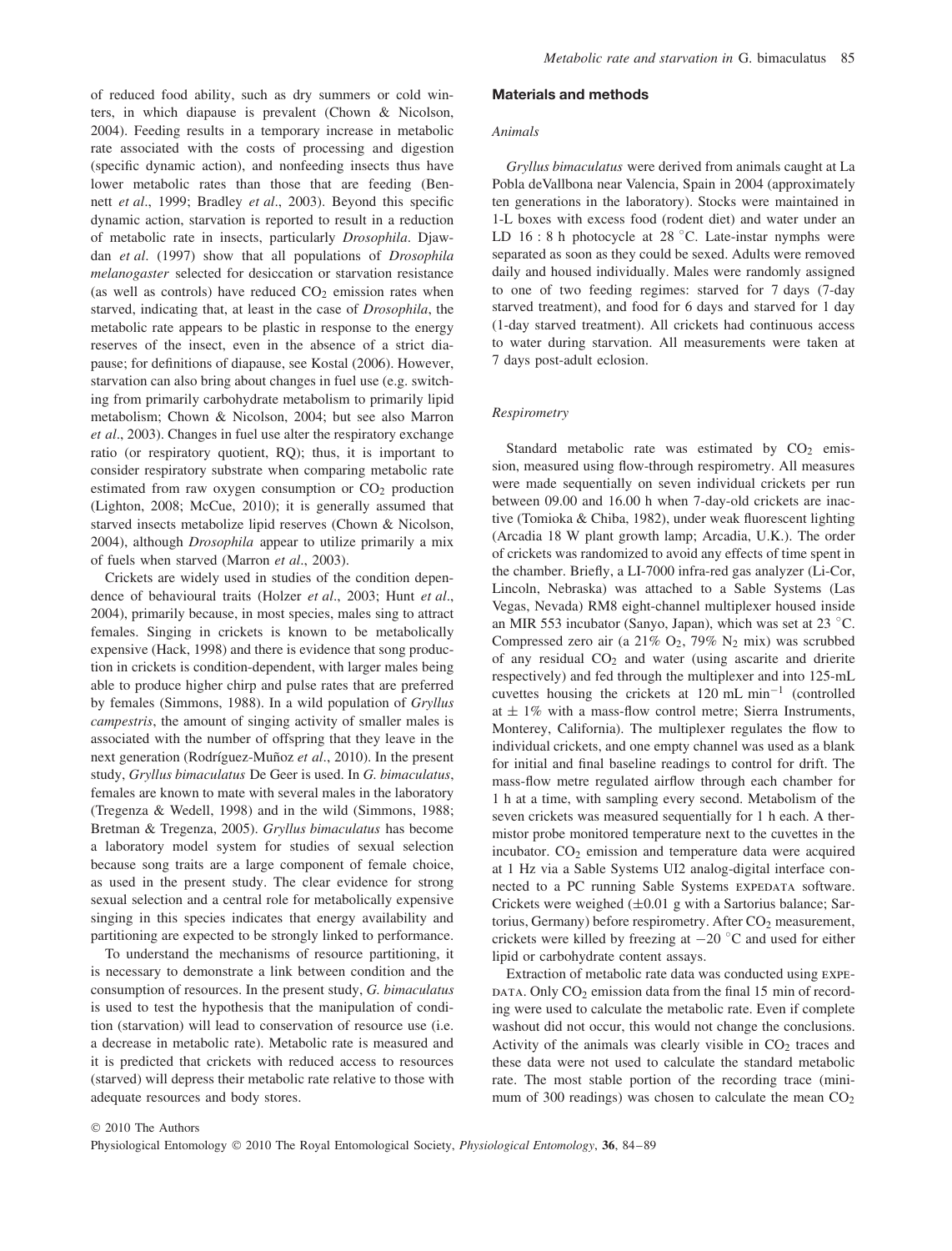of reduced food ability, such as dry summers or cold winters, in which diapause is prevalent (Chown & Nicolson, 2004). Feeding results in a temporary increase in metabolic rate associated with the costs of processing and digestion (specific dynamic action), and nonfeeding insects thus have lower metabolic rates than those that are feeding (Bennett *et al*., 1999; Bradley *et al*., 2003). Beyond this specific dynamic action, starvation is reported to result in a reduction of metabolic rate in insects, particularly *Drosophila*. Djawdan *et al*. (1997) show that all populations of *Drosophila melanogaster* selected for desiccation or starvation resistance (as well as controls) have reduced $CO_2$ emission rates when starved, indicating that, at least in the case of *Drosophila*, the metabolic rate appears to be plastic in response to the energy reserves of the insect, even in the absence of a strict diapause; for definitions of diapause, see Kostal (2006). However, starvation can also bring about changes in fuel use (e.g. switching from primarily carbohydrate metabolism to primarily lipid metabolism; Chown & Nicolson, 2004; but see also Marron *et al*., 2003). Changes in fuel use alter the respiratory exchange ratio (or respiratory quotient, RQ); thus, it is important to consider respiratory substrate when comparing metabolic rate estimated from raw oxygen consumption or $CO_2$ production (Lighton, 2008; McCue, 2010); it is generally assumed that starved insects metabolize lipid reserves (Chown & Nicolson, 2004), although *Drosophila* appear to utilize primarily a mix of fuels when starved (Marron *et al*., 2003).

Crickets are widely used in studies of the condition dependence of behavioural traits (Holzer *et al*., 2003; Hunt *et al*., 2004), primarily because, in most species, males sing to attract females. Singing in crickets is known to be metabolically expensive (Hack, 1998) and there is evidence that song production in crickets is condition-dependent, with larger males being able to produce higher chirp and pulse rates that are preferred by females (Simmons, 1988). In a wild population of *Gryllus campestris*, the amount of singing activity of smaller males is associated with the number of offspring that they leave in the next generation (Rodríguez-Muñoz *et al*., 2010). In the present study, *Gryllus bimaculatus* De Geer is used. In *G. bimaculatus*, females are known to mate with several males in the laboratory (Tregenza & Wedell, 1998) and in the wild (Simmons, 1988; Bretman & Tregenza, 2005). *Gryllus bimaculatus* has become a laboratory model system for studies of sexual selection because song traits are a large component of female choice, as used in the present study. The clear evidence for strong sexual selection and a central role for metabolically expensive singing in this species indicates that energy availability and partitioning are expected to be strongly linked to performance.

To understand the mechanisms of resource partitioning, it is necessary to demonstrate a link between condition and the consumption of resources. In the present study, *G. bimaculatus* is used to test the hypothesis that the manipulation of condition (starvation) will lead to conservation of resource use (i.e. a decrease in metabolic rate). Metabolic rate is measured and it is predicted that crickets with reduced access to resources (starved) will depress their metabolic rate relative to those with adequate resources and body stores.

## Materials and methods

### *Animals*

*Gryllus bimaculatus* were derived from animals caught at La Pobla deVallbona near Valencia, Spain in 2004 (approximately ten generations in the laboratory). Stocks were maintained in 1-L boxes with excess food (rodent diet) and water under an LD 16 : 8 h photocycle at 28 °C. Late-instar nymphs were separated as soon as they could be sexed. Adults were removed daily and housed individually. Males were randomly assigned to one of two feeding regimes: starved for 7 days (7-day starved treatment), and food for 6 days and starved for 1 day (1-day starved treatment). All crickets had continuous access to water during starvation. All measurements were taken at 7 days post-adult eclosion.

### *Respirometry*

Standard metabolic rate was estimated by $CO_2$ emission, measured using flow-through respirometry. All measures were made sequentially on seven individual crickets per run between 09.00 and 16.00 h when 7-day-old crickets are inactive (Tomioka & Chiba, 1982), under weak fluorescent lighting (Arcadia 18 W plant growth lamp; Arcadia, U.K.). The order of crickets was randomized to avoid any effects of time spent in the chamber. Briefly, a LI-7000 infra-red gas analyzer (Li-Cor, Lincoln, Nebraska) was attached to a Sable Systems (Las Vegas, Nevada) RM8 eight-channel multiplexer housed inside an MIR 553 incubator (Sanyo, Japan), which was set at 23 °C. Compressed zero air (a 21% $O_2$, 79% $N_2$ mix) was scrubbed of any residual $CO_2$ and water (using ascarite and drierite respectively) and fed through the multiplexer and into 125-mL cuvettes housing the crickets at 120 mL $min^{-1}$ (controlled at ± 1% with a mass-flow control metre; Sierra Instruments, Monterey, California). The multiplexer regulates the flow to individual crickets, and one empty channel was used as a blank for initial and final baseline readings to control for drift. The mass-flow metre regulated airflow through each chamber for 1 h at a time, with sampling every second. Metabolism of the seven crickets was measured sequentially for 1 h each. A thermistor probe monitored temperature next to the cuvettes in the incubator. $CO_2$ emission and temperature data were acquired at 1 Hz via a Sable Systems UI2 analog-digital interface connected to a PC running Sable Systems EXPEDATA software. Crickets were weighed (±0.01 g with a Sartorius balance; Sartorius, Germany) before respirometry. After $CO_2$ measurement, crickets were killed by freezing at −20 °C and used for either lipid or carbohydrate content assays.

Extraction of metabolic rate data was conducted using EXPEDATA. Only $CO_2$ emission data from the final 15 min of recording were used to calculate the metabolic rate. Even if complete washout did not occur, this would not change the conclusions. Activity of the animals was clearly visible in $CO_2$ traces and these data were not used to calculate the standard metabolic rate. The most stable portion of the recording trace (minimum of 300 readings) was chosen to calculate the mean $CO_2$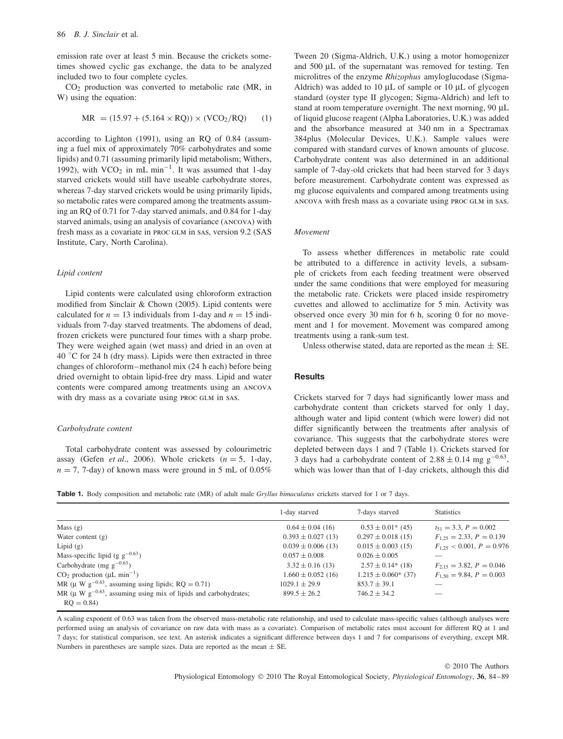emission rate over at least 5 min. Because the crickets sometimes showed cyclic gas exchange, the data to be analyzed included two to four complete cycles.

$CO_2$ production was converted to metabolic rate (MR, in W) using the equation:

$$MR = (15.97 + (5.164 \times RQ)) \times (VCO_2/RQ) \quad (1)$$

according to Lighton (1991), using an RQ of 0.84 (assuming a fuel mix of approximately 70% carbohydrates and some lipids) and 0.71 (assuming primarily lipid metabolism; Withers, 1992), with $VCO_2$ in mL $min^{-1}$. It was assumed that 1-day starved crickets would still have useable carbohydrate stores, whereas 7-day starved crickets would be using primarily lipids, so metabolic rates were compared among the treatments assuming an RQ of 0.71 for 7-day starved animals, and 0.84 for 1-day starved animals, using an analysis of covariance (ANCOVA) with fresh mass as a covariate in PROC GLM in SAS, version 9.2 (SAS Institute, Cary, North Carolina).

### Lipid content

Lipid contents were calculated using chloroform extraction modified from Sinclair & Chown (2005). Lipid contents were calculated for $n = 13$ individuals from 1-day and $n = 15$ individuals from 7-day starved treatments. The abdomens of dead, frozen crickets were punctured four times with a sharp probe. They were weighed again (wet mass) and dried in an oven at 40 °C for 24 h (dry mass). Lipids were then extracted in three changes of chloroform–methanol mix (24 h each) before being dried overnight to obtain lipid-free dry mass. Lipid and water contents were compared among treatments using an ANCOVA with dry mass as a covariate using PROC GLM in SAS.

### Carbohydrate content

Total carbohydrate content was assessed by colourimetric assay (Gefen *et al*., 2006). Whole crickets ($n = 5$, 1-day, $n = 7$, 7-day) of known mass were ground in 5 mL of 0.05% Tween 20 (Sigma-Aldrich, U.K.) using a motor homogenizer and 500 μL of the supernatant was removed for testing. Ten microlitres of the enzyme *Rhizophus* amyloglucodase (Sigma-Aldrich) was added to 10 μL of sample or 10 μL of glycogen standard (oyster type II glycogen; Sigma-Aldrich) and left to stand at room temperature overnight. The next morning, 90 μL of liquid glucose reagent (Alpha Laboratories, U.K.) was added and the absorbance measured at 340 nm in a Spectramax 384plus (Molecular Devices, U.K.). Sample values were compared with standard curves of known amounts of glucose. Carbohydrate content was also determined in an additional sample of 7-day-old crickets that had been starved for 3 days before measurement. Carbohydrate content was expressed as mg glucose equivalents and compared among treatments using ANCOVA with fresh mass as a covariate using PROC GLM in SAS.

### Movement

To assess whether differences in metabolic rate could be attributed to a difference in activity levels, a subsample of crickets from each feeding treatment were observed under the same conditions that were employed for measuring the metabolic rate. Crickets were placed inside respirometry cuvettes and allowed to acclimatize for 5 min. Activity was observed once every 30 min for 6 h, scoring 0 for no movement and 1 for movement. Movement was compared among treatments using a rank-sum test.

Unless otherwise stated, data are reported as the mean ± SE.

## Results

Crickets starved for 7 days had significantly lower mass and carbohydrate content than crickets starved for only 1 day, although water and lipid content (which were lower) did not differ significantly between the treatments after analysis of covariance. This suggests that the carbohydrate stores were depleted between days 1 and 7 (Table 1). Crickets starved for 3 days had a carbohydrate content of $2.88 \pm 0.14$ mg $g^{-0.63}$, which was lower than that of 1-day crickets, although this did

**Table 1.** Body composition and metabolic rate (MR) of adult male *Gryllus bimaculatus* crickets starved for 1 or 7 days.

| | 1-day starved | 7-days starved | Statistics |
|---|---|---|---|
| Mass (g) | 0.64 ± 0.04 (16) | 0.53 ± 0.01* (45) | $t_{51} = 3.3$, $P = 0.002$ |
| Water content (g) | 0.393 ± 0.027 (13) | 0.297 ± 0.018 (15) | $F_{1,25} = 2.33$, $P = 0.139$ |
| Lipid (g) | 0.039 ± 0.006 (13) | 0.015 ± 0.003 (15) | $F_{1,25} < 0.001$, $P = 0.976$ |
| Mass-specific lipid (g $g^{-0.63}$) | 0.057 ± 0.008 | 0.026 ± 0.005 | — |
| Carbohydrate (mg $g^{-0.63}$) | 3.32 ± 0.16 (13) | 2.57 ± 0.14* (18) | $F_{2,15} = 3.82$, $P = 0.046$ |
| $CO_2$ production (μL $min^{-1}$) | 1.660 ± 0.052 (16) | 1.215 ± 0.060* (37) | $F_{1,50} = 9.84$, $P = 0.003$ |
| MR (μ W $g^{-0.63}$, assuming using lipids; RQ = 0.71) | 1029.1 ± 29.9 | 853.7 ± 39.1 | — |
| MR (μ W $g^{-0.63}$, assuming using mix of lipids and carbohydrates; RQ = 0.84) | 899.5 ± 26.2 | 746.2 ± 34.2 | — |

A scaling exponent of 0.63 was taken from the observed mass-metabolic rate relationship, and used to calculate mass-specific values (although analyses were performed using an analysis of covariance on raw data with mass as a covariate). Comparison of metabolic rates must account for different RQ at 1 and 7 days; for statistical comparison, see text. An asterisk indicates a significant difference between days 1 and 7 for comparisons of everything, except MR. Numbers in parentheses are sample sizes. Data are reported as the mean ± SE.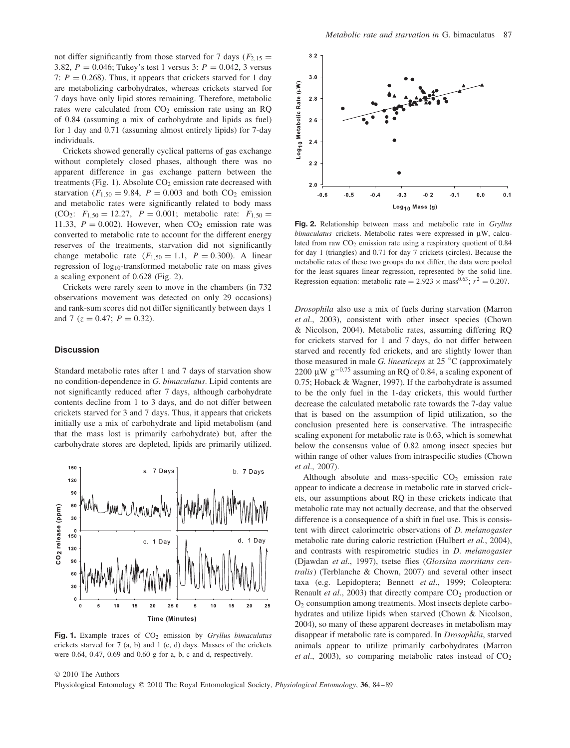not differ significantly from those starved for 7 days ($F_{2,15} = 3.82$, $P = 0.046$; Tukey's test 1 versus 3: $P = 0.042$, 3 versus 7: $P = 0.268$). Thus, it appears that crickets starved for 1 day are metabolizing carbohydrates, whereas crickets starved for 7 days have only lipid stores remaining. Therefore, metabolic rates were calculated from $CO_2$ emission rate using an RQ of 0.84 (assuming a mix of carbohydrate and lipids as fuel) for 1 day and 0.71 (assuming almost entirely lipids) for 7-day individuals.

Crickets showed generally cyclical patterns of gas exchange without completely closed phases, although there was no apparent difference in gas exchange pattern between the treatments (Fig. 1). Absolute $CO_2$ emission rate decreased with starvation ($F_{1,50} = 9.84$, $P = 0.003$ and both $CO_2$ emission and metabolic rates were significantly related to body mass ($CO_2$: $F_{1,50} = 12.27$, $P = 0.001$; metabolic rate: $F_{1,50} = 11.33$, $P = 0.002$). However, when $CO_2$ emission rate was converted to metabolic rate to account for the different energy reserves of the treatments, starvation did not significantly change metabolic rate ($F_{1,50} = 1.1$, $P = 0.300$). A linear regression of $\log_{10}$-transformed metabolic rate on mass gives a scaling exponent of 0.628 (Fig. 2).

Crickets were rarely seen to move in the chambers (in 732 observations movement was detected on only 29 occasions) and rank-sum scores did not differ significantly between days 1 and 7 ($z = 0.47$; $P = 0.32$).

## Discussion

Standard metabolic rates after 1 and 7 days of starvation show no condition-dependence in *G. bimaculatus*. Lipid contents are not significantly reduced after 7 days, although carbohydrate contents decline from 1 to 3 days, and do not differ between crickets starved for 3 and 7 days. Thus, it appears that crickets initially use a mix of carbohydrate and lipid metabolism (and that the mass lost is primarily carbohydrate) but, after the carbohydrate stores are depleted, lipids are primarily utilized.

**Fig. 1.** Example traces of $CO_2$ emission by *Gryllus bimaculatus* crickets starved for 7 (a, b) and 1 (c, d) days. Masses of the crickets were 0.64, 0.47, 0.69 and 0.60 g for a, b, c and d, respectively.

**Fig. 2.** Relationship between mass and metabolic rate in *Gryllus bimaculatus* crickets. Metabolic rates were expressed in μW, calculated from raw $CO_2$ emission rate using a respiratory quotient of 0.84 for day 1 (triangles) and 0.71 for day 7 crickets (circles). Because the metabolic rates of these two groups do not differ, the data were pooled for the least-squares linear regression, represented by the solid line. Regression equation: metabolic rate $= 2.923 \times \text{mass}^{0.63}$; $r^2 = 0.207$.

*Drosophila* also use a mix of fuels during starvation (Marron *et al*., 2003), consistent with other insect species (Chown & Nicolson, 2004). Metabolic rates, assuming differing RQ for crickets starved for 1 and 7 days, do not differ between starved and recently fed crickets, and are slightly lower than those measured in male *G. lineaticeps* at 25 °C (approximately 2200 μW $g^{-0.75}$ assuming an RQ of 0.84, a scaling exponent of 0.75; Hoback & Wagner, 1997). If the carbohydrate is assumed to be the only fuel in the 1-day crickets, this would further decrease the calculated metabolic rate towards the 7-day value that is based on the assumption of lipid utilization, so the conclusion presented here is conservative. The intraspecific scaling exponent for metabolic rate is 0.63, which is somewhat below the consensus value of 0.82 among insect species but within range of other values from intraspecific studies (Chown *et al*., 2007).

Although absolute and mass-specific $CO_2$ emission rate appear to indicate a decrease in metabolic rate in starved crickets, our assumptions about RQ in these crickets indicate that metabolic rate may not actually decrease, and that the observed difference is a consequence of a shift in fuel use. This is consistent with direct calorimetric observations of *D. melanogaster* metabolic rate during caloric restriction (Hulbert *et al*., 2004), and contrasts with respirometric studies in *D. melanogaster* (Djawdan *et al*., 1997), tsetse flies (*Glossina morsitans centralis*) (Terblanche & Chown, 2007) and several other insect taxa (e.g. Lepidoptera; Bennett *et al*., 1999; Coleoptera: Renault *et al*., 2003) that directly compare $CO_2$ production or $O_2$ consumption among treatments. Most insects deplete carbohydrates and utilize lipids when starved (Chown & Nicolson, 2004), so many of these apparent decreases in metabolism may disappear if metabolic rate is compared. In *Drosophila*, starved animals appear to utilize primarily carbohydrates (Marron *et al*., 2003), so comparing metabolic rates instead of $CO_2$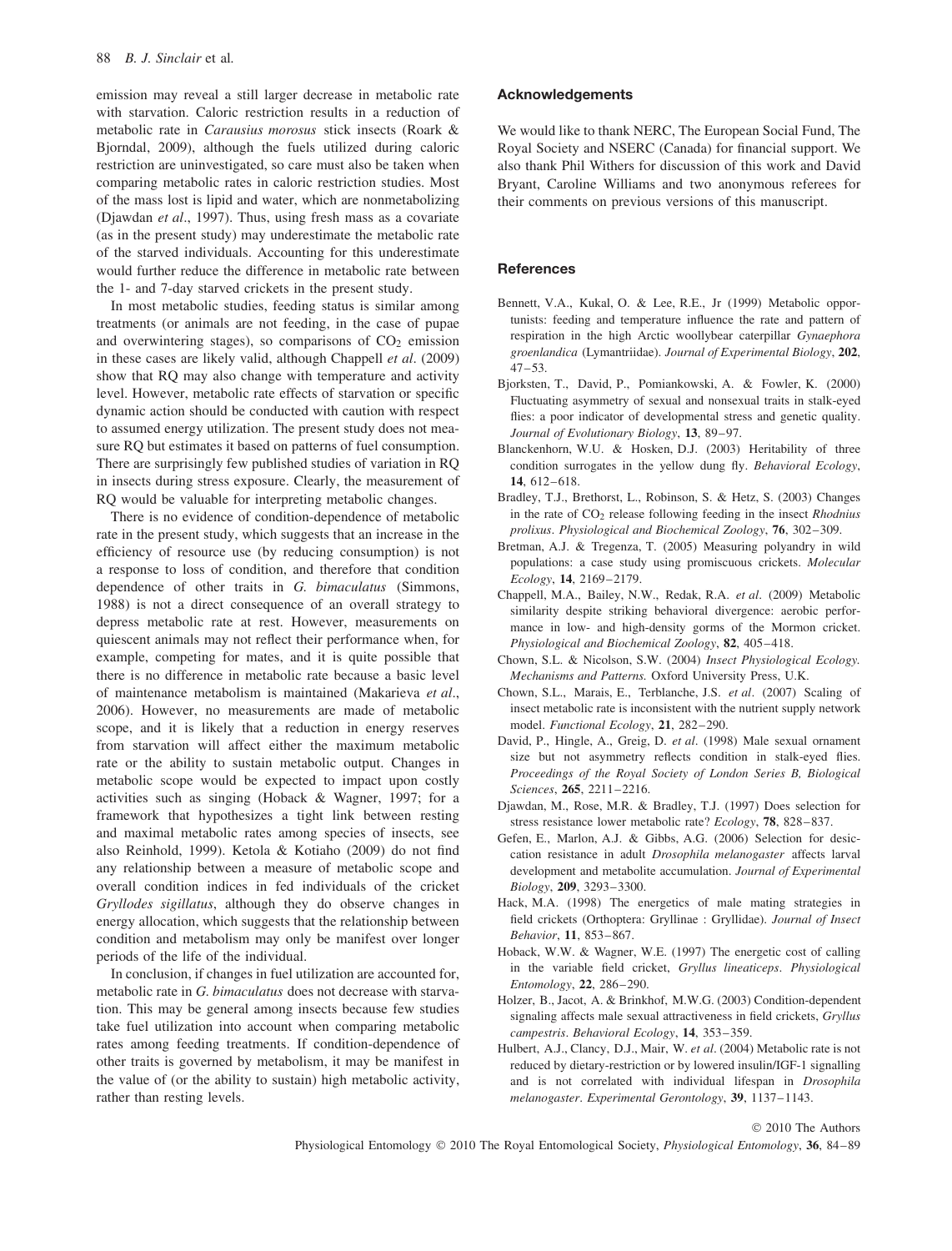emission may reveal a still larger decrease in metabolic rate with starvation. Caloric restriction results in a reduction of metabolic rate in *Carausius morosus* stick insects (Roark & Bjorndal, 2009), although the fuels utilized during caloric restriction are uninvestigated, so care must also be taken when comparing metabolic rates in caloric restriction studies. Most of the mass lost is lipid and water, which are nonmetabolizing (Djawdan *et al*., 1997). Thus, using fresh mass as a covariate (as in the present study) may underestimate the metabolic rate of the starved individuals. Accounting for this underestimate would further reduce the difference in metabolic rate between the 1- and 7-day starved crickets in the present study.

In most metabolic studies, feeding status is similar among treatments (or animals are not feeding, in the case of pupae and overwintering stages), so comparisons of $CO_2$ emission in these cases are likely valid, although Chappell *et al*. (2009) show that RQ may also change with temperature and activity level. However, metabolic rate effects of starvation or specific dynamic action should be conducted with caution with respect to assumed energy utilization. The present study does not measure RQ but estimates it based on patterns of fuel consumption. There are surprisingly few published studies of variation in RQ in insects during stress exposure. Clearly, the measurement of RQ would be valuable for interpreting metabolic changes.

There is no evidence of condition-dependence of metabolic rate in the present study, which suggests that an increase in the efficiency of resource use (by reducing consumption) is not a response to loss of condition, and therefore that condition dependence of other traits in *G. bimaculatus* (Simmons, 1988) is not a direct consequence of an overall strategy to depress metabolic rate at rest. However, measurements on quiescent animals may not reflect their performance when, for example, competing for mates, and it is quite possible that there is no difference in metabolic rate because a basic level of maintenance metabolism is maintained (Makarieva *et al*., 2006). However, no measurements are made of metabolic scope, and it is likely that a reduction in energy reserves from starvation will affect either the maximum metabolic rate or the ability to sustain metabolic output. Changes in metabolic scope would be expected to impact upon costly activities such as singing (Hoback & Wagner, 1997; for a framework that hypothesizes a tight link between resting and maximal metabolic rates among species of insects, see also Reinhold, 1999). Ketola & Kotiaho (2009) do not find any relationship between a measure of metabolic scope and overall condition indices in fed individuals of the cricket *Gryllodes sigillatus*, although they do observe changes in energy allocation, which suggests that the relationship between condition and metabolism may only be manifest over longer periods of the life of the individual.

In conclusion, if changes in fuel utilization are accounted for, metabolic rate in *G. bimaculatus* does not decrease with starvation. This may be general among insects because few studies take fuel utilization into account when comparing metabolic rates among feeding treatments. If condition-dependence of other traits is governed by metabolism, it may be manifest in the value of (or the ability to sustain) high metabolic activity, rather than resting levels.

## Acknowledgements

We would like to thank NERC, The European Social Fund, The Royal Society and NSERC (Canada) for financial support. We also thank Phil Withers for discussion of this work and David Bryant, Caroline Williams and two anonymous referees for their comments on previous versions of this manuscript.

## References

Bennett, V.A., Kukal, O. & Lee, R.E., Jr (1999) Metabolic opportunists: feeding and temperature influence the rate and pattern of respiration in the high Arctic woollybear caterpillar *Gynaephora groenlandica* (Lymantriidae). *Journal of Experimental Biology*, **202**, 47–53.

Bjorksten, T., David, P., Pomiankowski, A. & Fowler, K. (2000) Fluctuating asymmetry of sexual and nonsexual traits in stalk-eyed flies: a poor indicator of developmental stress and genetic quality. *Journal of Evolutionary Biology*, **13**, 89–97.

Blanckenhorn, W.U. & Hosken, D.J. (2003) Heritability of three condition surrogates in the yellow dung fly. *Behavioral Ecology*, **14**, 612–618.

Bradley, T.J., Brethorst, L., Robinson, S. & Hetz, S. (2003) Changes in the rate of $CO_2$ release following feeding in the insect *Rhodnius prolixus*. *Physiological and Biochemical Zoology*, **76**, 302–309.

Bretman, A.J. & Tregenza, T. (2005) Measuring polyandry in wild populations: a case study using promiscuous crickets. *Molecular Ecology*, **14**, 2169–2179.

Chappell, M.A., Bailey, N.W., Redak, R.A. *et al*. (2009) Metabolic similarity despite striking behavioral divergence: aerobic performance in low- and high-density gorms of the Mormon cricket. *Physiological and Biochemical Zoology*, **82**, 405–418.

Chown, S.L. & Nicolson, S.W. (2004) *Insect Physiological Ecology. Mechanisms and Patterns.* Oxford University Press, U.K.

Chown, S.L., Marais, E., Terblanche, J.S. *et al*. (2007) Scaling of insect metabolic rate is inconsistent with the nutrient supply network model. *Functional Ecology*, **21**, 282–290.

David, P., Hingle, A., Greig, D. *et al*. (1998) Male sexual ornament size but not asymmetry reflects condition in stalk-eyed flies. *Proceedings of the Royal Society of London Series B, Biological Sciences*, **265**, 2211–2216.

Djawdan, M., Rose, M.R. & Bradley, T.J. (1997) Does selection for stress resistance lower metabolic rate? *Ecology*, **78**, 828–837.

Gefen, E., Marlon, A.J. & Gibbs, A.G. (2006) Selection for desiccation resistance in adult *Drosophila melanogaster* affects larval development and metabolite accumulation. *Journal of Experimental Biology*, **209**, 3293–3300.

Hack, M.A. (1998) The energetics of male mating strategies in field crickets (Orthoptera: Gryllinae : Gryllidae). *Journal of Insect Behavior*, **11**, 853–867.

Hoback, W.W. & Wagner, W.E. (1997) The energetic cost of calling in the variable field cricket, *Gryllus lineaticeps*. *Physiological Entomology*, **22**, 286–290.

Holzer, B., Jacot, A. & Brinkhof, M.W.G. (2003) Condition-dependent signaling affects male sexual attractiveness in field crickets, *Gryllus campestris*. *Behavioral Ecology*, **14**, 353–359.

Hulbert, A.J., Clancy, D.J., Mair, W. *et al*. (2004) Metabolic rate is not reduced by dietary-restriction or by lowered insulin/IGF-1 signalling and is not correlated with individual lifespan in *Drosophila melanogaster*. *Experimental Gerontology*, **39**, 1137–1143.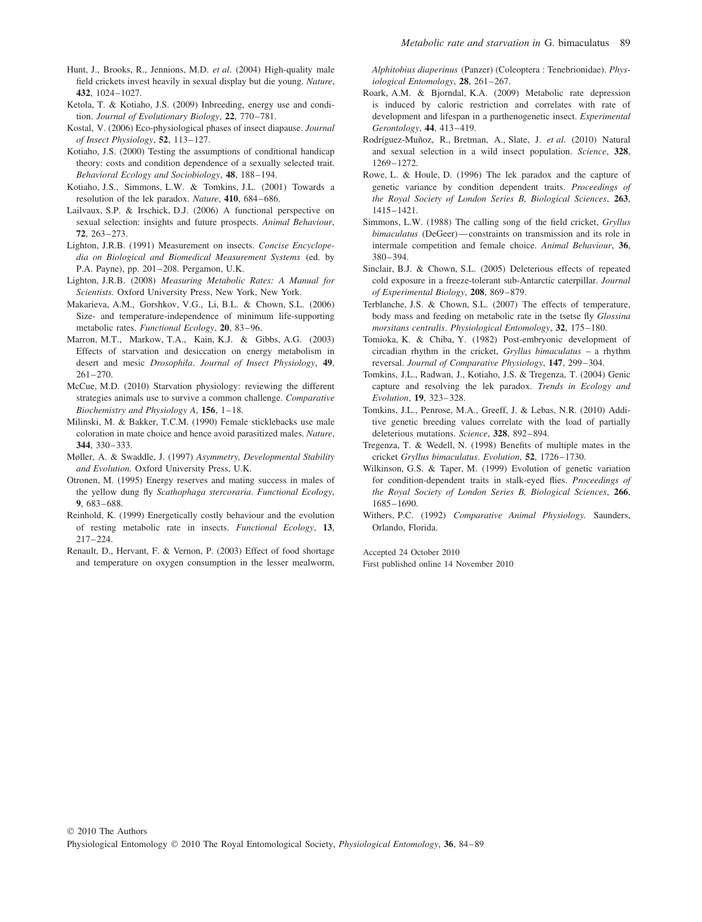Hunt, J., Brooks, R., Jennions, M.D. *et al*. (2004) High-quality male field crickets invest heavily in sexual display but die young. *Nature*, **432**, 1024–1027.

Ketola, T. & Kotiaho, J.S. (2009) Inbreeding, energy use and condition. *Journal of Evolutionary Biology*, **22**, 770–781.

Kostal, V. (2006) Eco-physiological phases of insect diapause. *Journal of Insect Physiology*, **52**, 113–127.

Kotiaho, J.S. (2000) Testing the assumptions of conditional handicap theory: costs and condition dependence of a sexually selected trait. *Behavioral Ecology and Sociobiology*, **48**, 188–194.

Kotiaho, J.S., Simmons, L.W. & Tomkins, J.L. (2001) Towards a resolution of the lek paradox. *Nature*, **410**, 684–686.

Lailvaux, S.P. & Irschick, D.J. (2006) A functional perspective on sexual selection: insights and future prospects. *Animal Behaviour*, **72**, 263–273.

Lighton, J.R.B. (1991) Measurement on insects. *Concise Encyclopedia on Biological and Biomedical Measurement Systems* (ed. by P.A. Payne), pp. 201–208. Pergamon, U.K.

Lighton, J.R.B. (2008) *Measuring Metabolic Rates: A Manual for Scientists.* Oxford University Press, New York, New York.

Makarieva, A.M., Gorshkov, V.G., Li, B.L. & Chown, S.L. (2006) Size- and temperature-independence of minimum life-supporting metabolic rates. *Functional Ecology*, **20**, 83–96.

Marron, M.T., Markow, T.A., Kain, K.J. & Gibbs, A.G. (2003) Effects of starvation and desiccation on energy metabolism in desert and mesic *Drosophila*. *Journal of Insect Physiology*, **49**, 261–270.

McCue, M.D. (2010) Starvation physiology: reviewing the different strategies animals use to survive a common challenge. *Comparative Biochemistry and Physiology A*, **156**, 1–18.

Milinski, M. & Bakker, T.C.M. (1990) Female sticklebacks use male coloration in mate choice and hence avoid parasitized males. *Nature*, **344**, 330–333.

Møller, A. & Swaddle, J. (1997) *Asymmetry, Developmental Stability and Evolution.* Oxford University Press, U.K.

Otronen, M. (1995) Energy reserves and mating success in males of the yellow dung fly *Scathophaga stercoraria*. *Functional Ecology*, **9**, 683–688.

Reinhold, K. (1999) Energetically costly behaviour and the evolution of resting metabolic rate in insects. *Functional Ecology*, **13**, 217–224.

Renault, D., Hervant, F. & Vernon, P. (2003) Effect of food shortage and temperature on oxygen consumption in the lesser mealworm, *Alphitobius diaperinus* (Panzer) (Coleoptera : Tenebrionidae). *Physiological Entomology*, **28**, 261–267.

Roark, A.M. & Bjorndal, K.A. (2009) Metabolic rate depression is induced by caloric restriction and correlates with rate of development and lifespan in a parthenogenetic insect. *Experimental Gerontology*, **44**, 413–419.

Rodríguez-Muñoz, R., Bretman, A., Slate, J. *et al*. (2010) Natural and sexual selection in a wild insect population. *Science*, **328**, 1269–1272.

Rowe, L. & Houle, D. (1996) The lek paradox and the capture of genetic variance by condition dependent traits. *Proceedings of the Royal Society of London Series B, Biological Sciences*, **263**, 1415–1421.

Simmons, L.W. (1988) The calling song of the field cricket, *Gryllus bimaculatus* (DeGeer)—constraints on transmission and its role in intermale competition and female choice. *Animal Behaviour*, **36**, 380–394.

Sinclair, B.J. & Chown, S.L. (2005) Deleterious effects of repeated cold exposure in a freeze-tolerant sub-Antarctic caterpillar. *Journal of Experimental Biology*, **208**, 869–879.

Terblanche, J.S. & Chown, S.L. (2007) The effects of temperature, body mass and feeding on metabolic rate in the tsetse fly *Glossina morsitans centralis*. *Physiological Entomology*, **32**, 175–180.

Tomioka, K. & Chiba, Y. (1982) Post-embryonic development of circadian rhythm in the cricket, *Gryllus bimaculatus* – a rhythm reversal. *Journal of Comparative Physiology*, **147**, 299–304.

Tomkins, J.L., Radwan, J., Kotiaho, J.S. & Tregenza, T. (2004) Genic capture and resolving the lek paradox. *Trends in Ecology and Evolution*, **19**, 323–328.

Tomkins, J.L., Penrose, M.A., Greeff, J. & Lebas, N.R. (2010) Additive genetic breeding values correlate with the load of partially deleterious mutations. *Science*, **328**, 892–894.

Tregenza, T. & Wedell, N. (1998) Benefits of multiple mates in the cricket *Gryllus bimaculatus*. *Evolution*, **52**, 1726–1730.

Wilkinson, G.S. & Taper, M. (1999) Evolution of genetic variation for condition-dependent traits in stalk-eyed flies. *Proceedings of the Royal Society of London Series B, Biological Sciences*, **266**, 1685–1690.

Withers, P.C. (1992) *Comparative Animal Physiology.* Saunders, Orlando, Florida.

Accepted 24 October 2010
First published online 14 November 2010